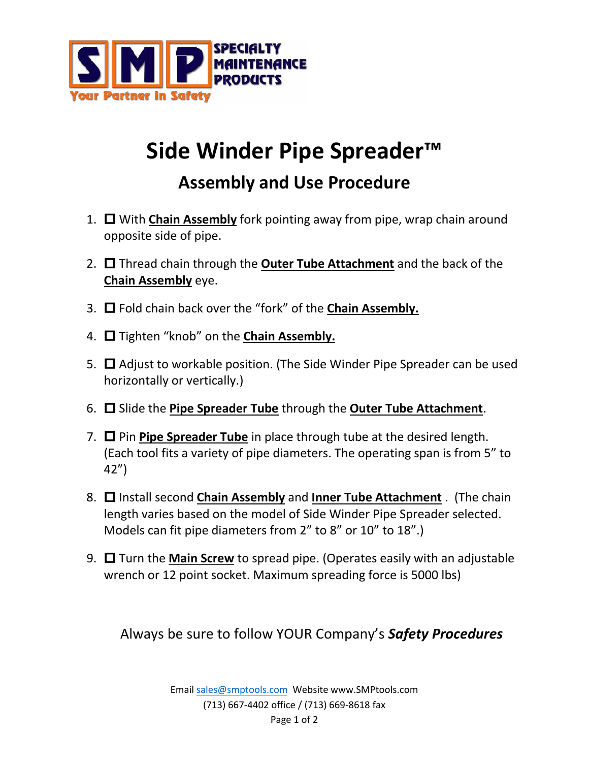SPECIALTY MAINTENANCE PRODUCTS

Your Partner In Safety

# Side Winder Pipe Spreader™

## Assembly and Use Procedure

1. ☐ With **Chain Assembly** fork pointing away from pipe, wrap chain around opposite side of pipe.
2. ☐ Thread chain through the **Outer Tube Attachment** and the back of the **Chain Assembly** eye.
3. ☐ Fold chain back over the "fork" of the **Chain Assembly.**
4. ☐ Tighten "knob" on the **Chain Assembly.**
5. ☐ Adjust to workable position. (The Side Winder Pipe Spreader can be used horizontally or vertically.)
6. ☐ Slide the **Pipe Spreader Tube** through the **Outer Tube Attachment**.
7. ☐ Pin **Pipe Spreader Tube** in place through tube at the desired length. (Each tool fits a variety of pipe diameters. The operating span is from 5" to 42")
8. ☐ Install second **Chain Assembly** and **Inner Tube Attachment** . (The chain length varies based on the model of Side Winder Pipe Spreader selected. Models can fit pipe diameters from 2" to 8" or 10" to 18".)
9. ☐ Turn the **Main Screw** to spread pipe. (Operates easily with an adjustable wrench or 12 point socket. Maximum spreading force is 5000 lbs)

Always be sure to follow YOUR Company's ***Safety Procedures***

Email sales@smptools.com Website www.SMPtools.com
(713) 667-4402 office / (713) 669-8618 fax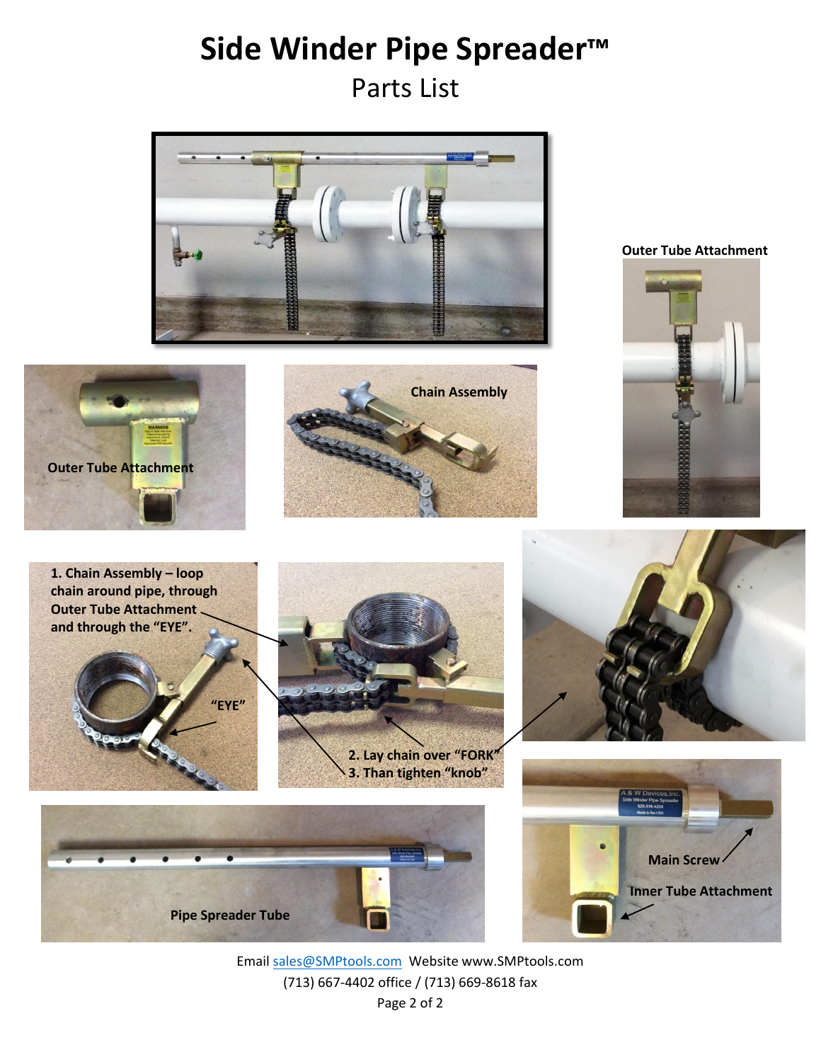# Side Winder Pipe Spreader™

## Parts List

Outer Tube Attachment

Outer Tube Attachment

Chain Assembly

1. Chain Assembly – loop chain around pipe, through Outer Tube Attachment and through the "EYE".

"EYE"

2. Lay chain over "FORK"
3. Than tighten "knob"

Pipe Spreader Tube

Main Screw

Inner Tube Attachment

Email sales@SMPtools.com Website www.SMPtools.com
(713) 667-4402 office / (713) 669-8618 fax